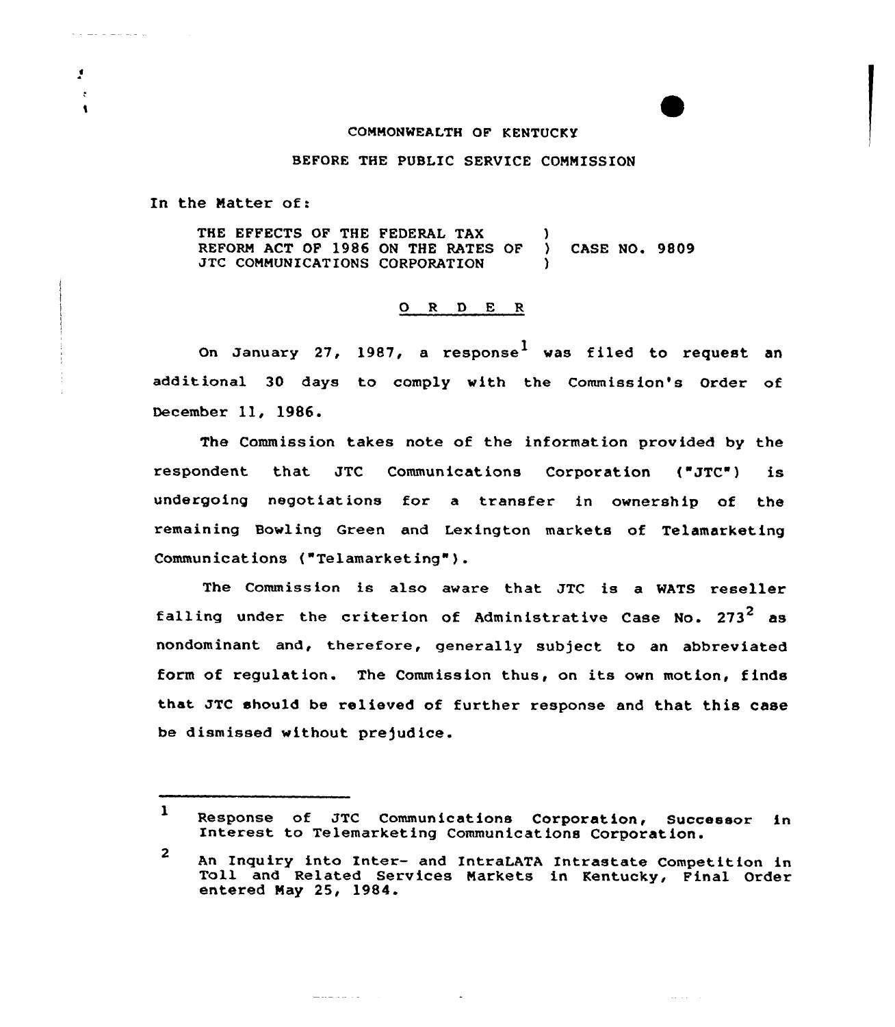COMMONWEALTH OF KENTUCKY

BEFORE THE PUBLIC SERVICE COMMISSION

In the Matter of:

THE EFFECTS OF THE FEDERAL TAX REFORM ACT OF 1986 ON THE RATES OF JTC COMMUNICATIONS CORPORATION ) CASE NO. 9809

O R D E R

On January 27, 1987, a response[1] was filed to request an additional 30 days to comply with the Commission's Order of December 11, 1986.

The Commission takes note of the information provided by the respondent that JTC Communications Corporation ("JTC") is undergoing negotiations for a transfer in ownership of the remaining Bowling Green and Lexington markets of Telamarketing Communications ("Telamarketing").

The Commission is also aware that JTC is a WATS reseller falling under the criterion of Administrative Case No. 273[2] as nondominant and, therefore, generally subject to an abbreviated form of regulation. The Commission thus, on its own motion, finds that JTC should be relieved of further response and that this case be dismissed without prejudice.

---

1 Response of JTC Communications Corporation, Successor in Interest to Telemarketing Communications Corporation.

2 An Inquiry into Inter- and IntraLATA Intrastate Competition in Toll and Related Services Markets in Kentucky, Final Order entered May 25, 1984.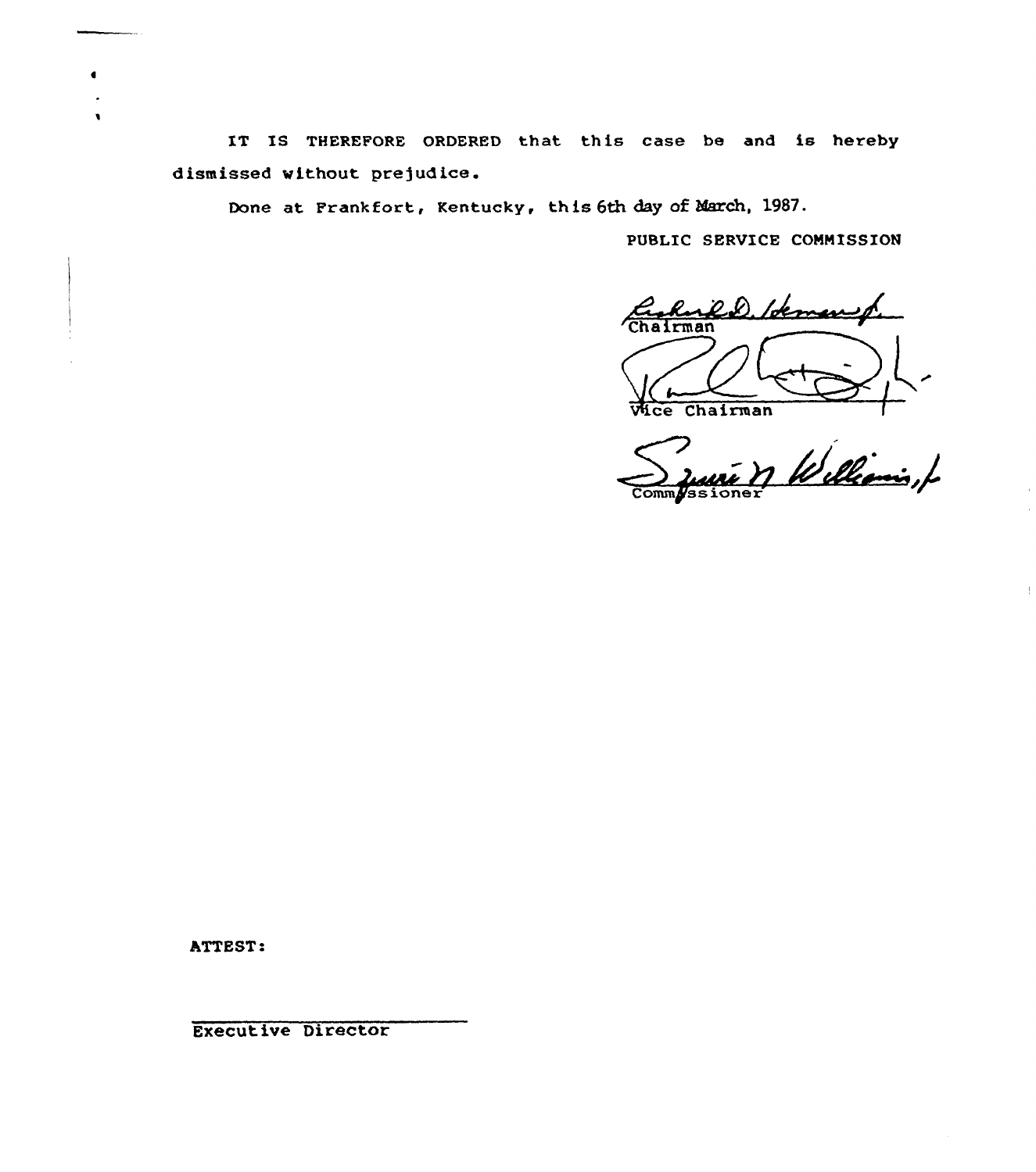IT IS THEREFORE ORDERED that this case be and is hereby dismissed without prejudice.

Done at Frankfort, Kentucky, this 6th day of March, 1987.

PUBLIC SERVICE COMMISSION

Chairman

Vice Chairman

Commissioner

ATTEST:

Executive Director